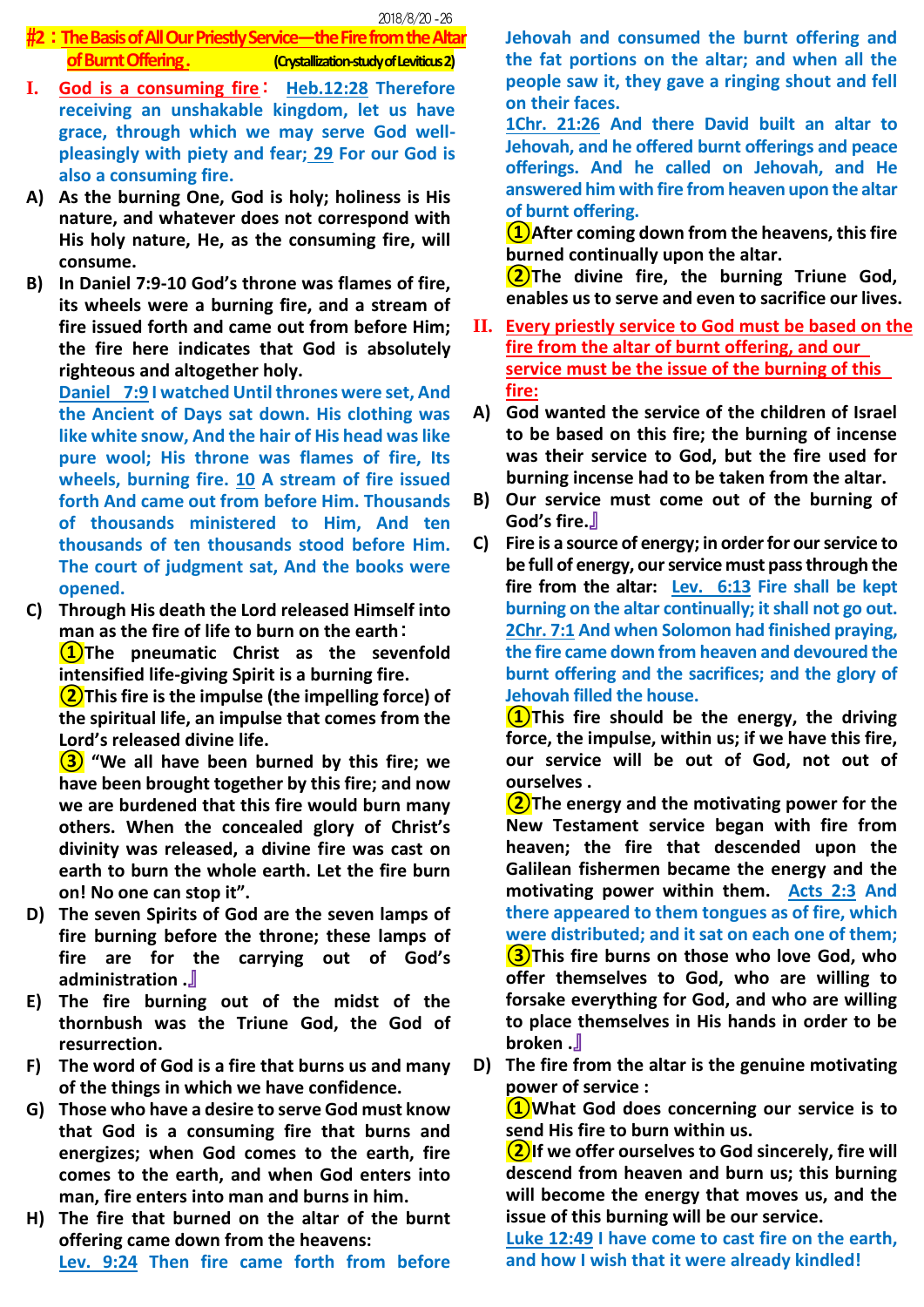2018/8/20 -26

# #2：The Basis of All Our Priestly Service—the Fire from the Altar of Burnt Offering. (Crystallization-study of Leviticus 2)

**I. God is a consuming fire：** Heb.12:28 Therefore receiving an unshakable kingdom, let us have grace, through which we may serve God well-pleasingly with piety and fear; 29 For our God is also a consuming fire.

A) As the burning One, God is holy; holiness is His nature, and whatever does not correspond with His holy nature, He, as the consuming fire, will consume.

B) In Daniel 7:9-10 God's throne was flames of fire, its wheels were a burning fire, and a stream of fire issued forth and came out from before Him; the fire here indicates that God is absolutely righteous and altogether holy.

Daniel 7:9 I watched Until thrones were set, And the Ancient of Days sat down. His clothing was like white snow, And the hair of His head was like pure wool; His throne was flames of fire, Its wheels, burning fire. 10 A stream of fire issued forth And came out from before Him. Thousands of thousands ministered to Him, And ten thousands of ten thousands stood before Him. The court of judgment sat, And the books were opened.

C) Through His death the Lord released Himself into man as the fire of life to burn on the earth：

①The pneumatic Christ as the sevenfold intensified life-giving Spirit is a burning fire.

②This fire is the impulse (the impelling force) of the spiritual life, an impulse that comes from the Lord's released divine life.

③ "We all have been burned by this fire; we have been brought together by this fire; and now we are burdened that this fire would burn many others. When the concealed glory of Christ's divinity was released, a divine fire was cast on earth to burn the whole earth. Let the fire burn on! No one can stop it".

D) The seven Spirits of God are the seven lamps of fire burning before the throne; these lamps of fire are for the carrying out of God's administration .』

E) The fire burning out of the midst of the thornbush was the Triune God, the God of resurrection.

F) The word of God is a fire that burns us and many of the things in which we have confidence.

G) Those who have a desire to serve God must know that God is a consuming fire that burns and energizes; when God comes to the earth, fire comes to the earth, and when God enters into man, fire enters into man and burns in him.

H) The fire that burned on the altar of the burnt offering came down from the heavens:

Lev. 9:24 Then fire came forth from before Jehovah and consumed the burnt offering and the fat portions on the altar; and when all the people saw it, they gave a ringing shout and fell on their faces.

1Chr. 21:26 And there David built an altar to Jehovah, and he offered burnt offerings and peace offerings. And he called on Jehovah, and He answered him with fire from heaven upon the altar of burnt offering.

①After coming down from the heavens, this fire burned continually upon the altar.

②The divine fire, the burning Triune God, enables us to serve and even to sacrifice our lives.

**II. Every priestly service to God must be based on the fire from the altar of burnt offering, and our service must be the issue of the burning of this fire:**

A) God wanted the service of the children of Israel to be based on this fire; the burning of incense was their service to God, but the fire used for burning incense had to be taken from the altar.

B) Our service must come out of the burning of God's fire.』

C) Fire is a source of energy; in order for our service to be full of energy, our service must pass through the fire from the altar: Lev. 6:13 Fire shall be kept burning on the altar continually; it shall not go out. 2Chr. 7:1 And when Solomon had finished praying, the fire came down from heaven and devoured the burnt offering and the sacrifices; and the glory of Jehovah filled the house.

①This fire should be the energy, the driving force, the impulse, within us; if we have this fire, our service will be out of God, not out of ourselves .

②The energy and the motivating power for the New Testament service began with fire from heaven; the fire that descended upon the Galilean fishermen became the energy and the motivating power within them. Acts 2:3 And there appeared to them tongues as of fire, which were distributed; and it sat on each one of them;

③This fire burns on those who love God, who offer themselves to God, who are willing to forsake everything for God, and who are willing to place themselves in His hands in order to be broken .』

D) The fire from the altar is the genuine motivating power of service :

①What God does concerning our service is to send His fire to burn within us.

②If we offer ourselves to God sincerely, fire will descend from heaven and burn us; this burning will become the energy that moves us, and the issue of this burning will be our service.

Luke 12:49 I have come to cast fire on the earth, and how I wish that it were already kindled!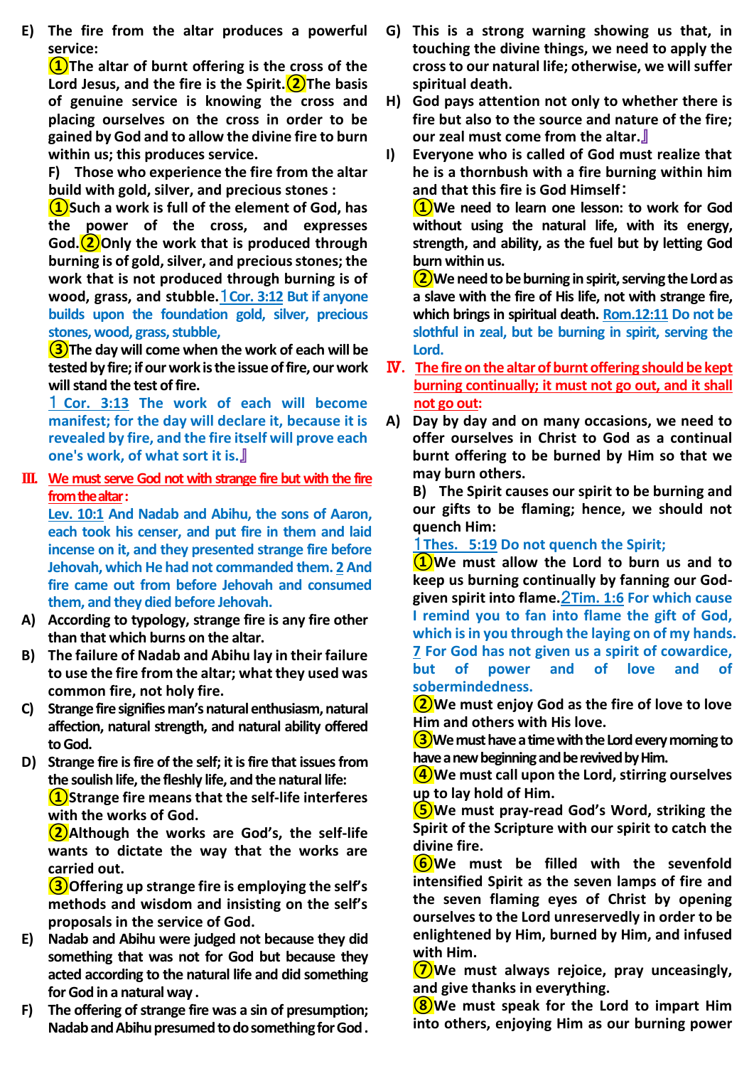E) The fire from the altar produces a powerful service:

①The altar of burnt offering is the cross of the Lord Jesus, and the fire is the Spirit.②The basis of genuine service is knowing the cross and placing ourselves on the cross in order to be gained by God and to allow the divine fire to burn within us; this produces service.

F) Those who experience the fire from the altar build with gold, silver, and precious stones :

①Such a work is full of the element of God, has the power of the cross, and expresses God.②Only the work that is produced through burning is of gold, silver, and precious stones; the work that is not produced through burning is of wood, grass, and stubble.1Cor. 3:12 But if anyone builds upon the foundation gold, silver, precious stones, wood, grass, stubble,

③The day will come when the work of each will be tested by fire; if our work is the issue of fire, our work will stand the test of fire.

1 Cor. 3:13 The work of each will become manifest; for the day will declare it, because it is revealed by fire, and the fire itself will prove each one's work, of what sort it is.』

## Ⅲ. We must serve God not with strange fire but with the fire from the altar:

Lev. 10:1 And Nadab and Abihu, the sons of Aaron, each took his censer, and put fire in them and laid incense on it, and they presented strange fire before Jehovah, which He had not commanded them. 2 And fire came out from before Jehovah and consumed them, and they died before Jehovah.

A) According to typology, strange fire is any fire other than that which burns on the altar.

B) The failure of Nadab and Abihu lay in their failure to use the fire from the altar; what they used was common fire, not holy fire.

C) Strange fire signifies man's natural enthusiasm, natural affection, natural strength, and natural ability offered to God.

D) Strange fire is fire of the self; it is fire that issues from the soulish life, the fleshly life, and the natural life:

①Strange fire means that the self-life interferes with the works of God.

②Although the works are God's, the self-life wants to dictate the way that the works are carried out.

③Offering up strange fire is employing the self's methods and wisdom and insisting on the self's proposals in the service of God.

E) Nadab and Abihu were judged not because they did something that was not for God but because they acted according to the natural life and did something for God in a natural way .

F) The offering of strange fire was a sin of presumption; Nadab and Abihu presumed to do something for God .

G) This is a strong warning showing us that, in touching the divine things, we need to apply the cross to our natural life; otherwise, we will suffer spiritual death.

H) God pays attention not only to whether there is fire but also to the source and nature of the fire; our zeal must come from the altar.』

I) Everyone who is called of God must realize that he is a thornbush with a fire burning within him and that this fire is God Himself：

①We need to learn one lesson: to work for God without using the natural life, with its energy, strength, and ability, as the fuel but by letting God burn within us.

②We need to be burning in spirit, serving the Lord as a slave with the fire of His life, not with strange fire, which brings in spiritual death. Rom.12:11 Do not be slothful in zeal, but be burning in spirit, serving the Lord.

## Ⅳ. The fire on the altar of burnt offering should be kept burning continually; it must not go out, and it shall not go out:

A) Day by day and on many occasions, we need to offer ourselves in Christ to God as a continual burnt offering to be burned by Him so that we may burn others.

B) The Spirit causes our spirit to be burning and our gifts to be flaming; hence, we should not quench Him:

1Thes. 5:19 Do not quench the Spirit;

①We must allow the Lord to burn us and to keep us burning continually by fanning our God-given spirit into flame.2Tim. 1:6 For which cause I remind you to fan into flame the gift of God, which is in you through the laying on of my hands. 7 For God has not given us a spirit of cowardice, but of power and of love and of sobermindedness.

②We must enjoy God as the fire of love to love Him and others with His love.

③We must have a time with the Lord every morning to have a new beginning and be revived by Him.

④We must call upon the Lord, stirring ourselves up to lay hold of Him.

⑤We must pray-read God's Word, striking the Spirit of the Scripture with our spirit to catch the divine fire.

⑥We must be filled with the sevenfold intensified Spirit as the seven lamps of fire and the seven flaming eyes of Christ by opening ourselves to the Lord unreservedly in order to be enlightened by Him, burned by Him, and infused with Him.

⑦We must always rejoice, pray unceasingly, and give thanks in everything.

⑧We must speak for the Lord to impart Him into others, enjoying Him as our burning power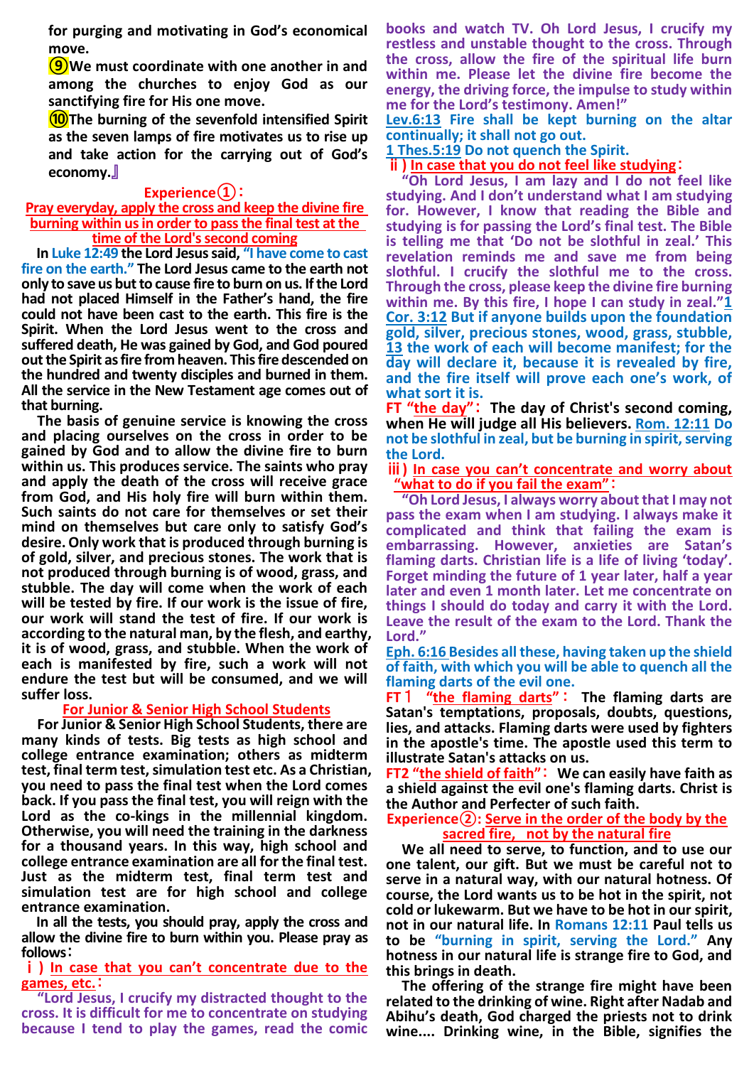for purging and motivating in God's economical move.

⑨We must coordinate with one another in and among the churches to enjoy God as our sanctifying fire for His one move.

⑩The burning of the sevenfold intensified Spirit as the seven lamps of fire motivates us to rise up and take action for the carrying out of God's economy.』

## Experience①: Pray everyday, apply the cross and keep the divine fire burning within us in order to pass the final test at the time of the Lord's second coming

In Luke 12:49 the Lord Jesus said, "I have come to cast fire on the earth." The Lord Jesus came to the earth not only to save us but to cause fire to burn on us. If the Lord had not placed Himself in the Father's hand, the fire could not have been cast to the earth. This fire is the Spirit. When the Lord Jesus went to the cross and suffered death, He was gained by God, and God poured out the Spirit as fire from heaven. This fire descended on the hundred and twenty disciples and burned in them. All the service in the New Testament age comes out of that burning.

The basis of genuine service is knowing the cross and placing ourselves on the cross in order to be gained by God and to allow the divine fire to burn within us. This produces service. The saints who pray and apply the death of the cross will receive grace from God, and His holy fire will burn within them. Such saints do not care for themselves or set their mind on themselves but care only to satisfy God's desire. Only work that is produced through burning is of gold, silver, and precious stones. The work that is not produced through burning is of wood, grass, and stubble. The day will come when the work of each will be tested by fire. If our work is the issue of fire, our work will stand the test of fire. If our work is according to the natural man, by the flesh, and earthy, it is of wood, grass, and stubble. When the work of each is manifested by fire, such a work will not endure the test but will be consumed, and we will suffer loss.

### For Junior & Senior High School Students

For Junior & Senior High School Students, there are many kinds of tests. Big tests as high school and college entrance examination; others as midterm test, final term test, simulation test etc. As a Christian, you need to pass the final test when the Lord comes back. If you pass the final test, you will reign with the Lord as the co-kings in the millennial kingdom. Otherwise, you will need the training in the darkness for a thousand years. In this way, high school and college entrance examination are all for the final test. Just as the midterm test, final term test and simulation test are for high school and college entrance examination.

In all the tests, you should pray, apply the cross and allow the divine fire to burn within you. Please pray as follows:

**ⅰ) In case that you can't concentrate due to the games, etc.:**

"Lord Jesus, I crucify my distracted thought to the cross. It is difficult for me to concentrate on studying because I tend to play the games, read the comic books and watch TV. Oh Lord Jesus, I crucify my restless and unstable thought to the cross. Through the cross, allow the fire of the spiritual life burn within me. Please let the divine fire become the energy, the driving force, the impulse to study within me for the Lord's testimony. Amen!"

Lev.6:13 Fire shall be kept burning on the altar continually; it shall not go out.

1 Thes.5:19 Do not quench the Spirit.

**ⅱ) In case that you do not feel like studying:**

"Oh Lord Jesus, I am lazy and I do not feel like studying. And I don't understand what I am studying for. However, I know that reading the Bible and studying is for passing the Lord's final test. The Bible is telling me that 'Do not be slothful in zeal.' This revelation reminds me and save me from being slothful. I crucify the slothful me to the cross. Through the cross, please keep the divine fire burning within me. By this fire, I hope I can study in zeal." 1 Cor. 3:12 But if anyone builds upon the foundation gold, silver, precious stones, wood, grass, stubble, 13 the work of each will become manifest; for the day will declare it, because it is revealed by fire, and the fire itself will prove each one's work, of what sort it is.

FT "the day": The day of Christ's second coming, when He will judge all His believers. Rom. 12:11 Do not be slothful in zeal, but be burning in spirit, serving the Lord.

**ⅲ) In case you can't concentrate and worry about "what to do if you fail the exam":**

"Oh Lord Jesus, I always worry about that I may not pass the exam when I am studying. I always make it complicated and think that failing the exam is embarrassing. However, anxieties are Satan's flaming darts. Christian life is a life of living 'today'. Forget minding the future of 1 year later, half a year later and even 1 month later. Let me concentrate on things I should do today and carry it with the Lord. Leave the result of the exam to the Lord. Thank the Lord."

Eph. 6:16 Besides all these, having taken up the shield of faith, with which you will be able to quench all the flaming darts of the evil one.

FT1 "the flaming darts": The flaming darts are Satan's temptations, proposals, doubts, questions, lies, and attacks. Flaming darts were used by fighters in the apostle's time. The apostle used this term to illustrate Satan's attacks on us.

FT2 "the shield of faith": We can easily have faith as a shield against the evil one's flaming darts. Christ is the Author and Perfecter of such faith.

## Experience②: Serve in the order of the body by the sacred fire, not by the natural fire

We all need to serve, to function, and to use our one talent, our gift. But we must be careful not to serve in a natural way, with our natural hotness. Of course, the Lord wants us to be hot in the spirit, not cold or lukewarm. But we have to be hot in our spirit, not in our natural life. In Romans 12:11 Paul tells us to be "burning in spirit, serving the Lord." Any hotness in our natural life is strange fire to God, and this brings in death.

The offering of the strange fire might have been related to the drinking of wine. Right after Nadab and Abihu's death, God charged the priests not to drink wine.... Drinking wine, in the Bible, signifies the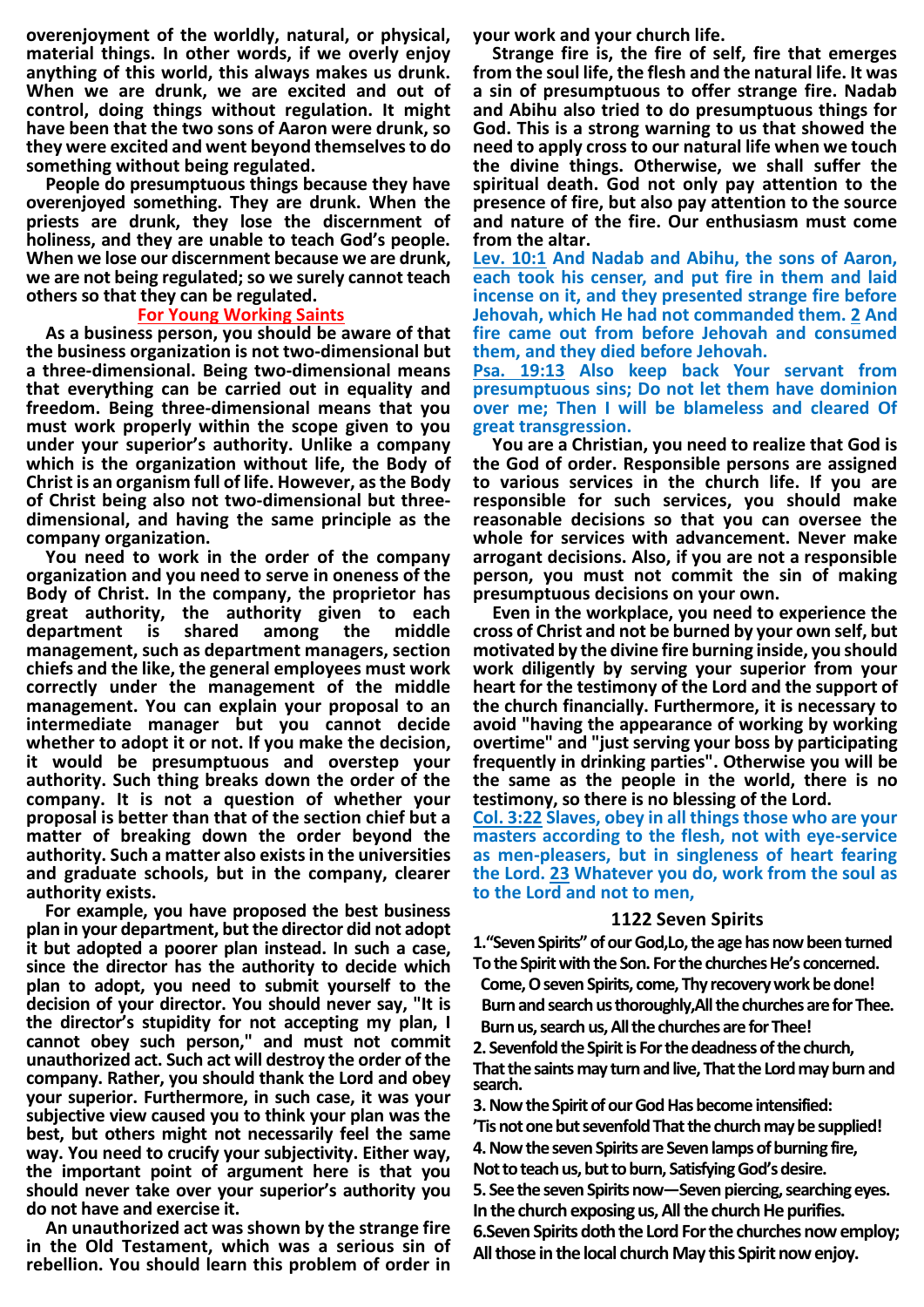**overenjoyment of the worldly, natural, or physical, material things. In other words, if we overly enjoy anything of this world, this always makes us drunk. When we are drunk, we are excited and out of control, doing things without regulation. It might have been that the two sons of Aaron were drunk, so they were excited and went beyond themselves to do something without being regulated.**

**People do presumptuous things because they have overenjoyed something. They are drunk. When the priests are drunk, they lose the discernment of holiness, and they are unable to teach God's people. When we lose our discernment because we are drunk, we are not being regulated; so we surely cannot teach others so that they can be regulated.**

## For Young Working Saints

**As a business person, you should be aware of that the business organization is not two-dimensional but a three-dimensional. Being two-dimensional means that everything can be carried out in equality and freedom. Being three-dimensional means that you must work properly within the scope given to you under your superior's authority. Unlike a company which is the organization without life, the Body of Christ is an organism full of life. However, as the Body of Christ being also not two-dimensional but three-dimensional, and having the same principle as the company organization.**

**You need to work in the order of the company organization and you need to serve in oneness of the Body of Christ. In the company, the proprietor has great authority, the authority given to each department is shared among the middle management, such as department managers, section chiefs and the like, the general employees must work correctly under the management of the middle management. You can explain your proposal to an intermediate manager but you cannot decide whether to adopt it or not. If you make the decision, it would be presumptuous and overstep your authority. Such thing breaks down the order of the company. It is not a question of whether your proposal is better than that of the section chief but a matter of breaking down the order beyond the authority. Such a matter also exists in the universities and graduate schools, but in the company, clearer authority exists.**

**For example, you have proposed the best business plan in your department, but the director did not adopt it but adopted a poorer plan instead. In such a case, since the director has the authority to decide which plan to adopt, you need to submit yourself to the decision of your director. You should never say, "It is the director's stupidity for not accepting my plan, I cannot obey such person," and must not commit unauthorized act. Such act will destroy the order of the company. Rather, you should thank the Lord and obey your superior. Furthermore, in such case, it was your subjective view caused you to think your plan was the best, but others might not necessarily feel the same way. You need to crucify your subjectivity. Either way, the important point of argument here is that you should never take over your superior's authority you do not have and exercise it.**

**An unauthorized act was shown by the strange fire in the Old Testament, which was a serious sin of rebellion. You should learn this problem of order in your work and your church life.**

**Strange fire is, the fire of self, fire that emerges from the soul life, the flesh and the natural life. It was a sin of presumptuous to offer strange fire. Nadab and Abihu also tried to do presumptuous things for God. This is a strong warning to us that showed the need to apply cross to our natural life when we touch the divine things. Otherwise, we shall suffer the spiritual death. God not only pay attention to the presence of fire, but also pay attention to the source and nature of the fire. Our enthusiasm must come from the altar.**

**Lev. 10:1 And Nadab and Abihu, the sons of Aaron, each took his censer, and put fire in them and laid incense on it, and they presented strange fire before Jehovah, which He had not commanded them. 2 And fire came out from before Jehovah and consumed them, and they died before Jehovah.**

**Psa. 19:13 Also keep back Your servant from presumptuous sins; Do not let them have dominion over me; Then I will be blameless and cleared Of great transgression.**

**You are a Christian, you need to realize that God is the God of order. Responsible persons are assigned to various services in the church life. If you are responsible for such services, you should make reasonable decisions so that you can oversee the whole for services with advancement. Never make arrogant decisions. Also, if you are not a responsible person, you must not commit the sin of making presumptuous decisions on your own.**

**Even in the workplace, you need to experience the cross of Christ and not be burned by your own self, but motivated by the divine fire burning inside, you should work diligently by serving your superior from your heart for the testimony of the Lord and the support of the church financially. Furthermore, it is necessary to avoid "having the appearance of working by working overtime" and "just serving your boss by participating frequently in drinking parties". Otherwise you will be the same as the people in the world, there is no testimony, so there is no blessing of the Lord.**

**Col. 3:22 Slaves, obey in all things those who are your masters according to the flesh, not with eye-service as men-pleasers, but in singleness of heart fearing the Lord. 23 Whatever you do, work from the soul as to the Lord and not to men,**

### 1122 Seven Spirits

**1. "Seven Spirits" of our God, Lo, the age has now been turned To the Spirit with the Son. For the churches He's concerned.**
**Come, O seven Spirits, come, Thy recovery work be done!**
**Burn and search us thoroughly, All the churches are for Thee.**
**Burn us, search us, All the churches are for Thee!**

**2. Sevenfold the Spirit is For the deadness of the church, That the saints may turn and live, That the Lord may burn and search.**

**3. Now the Spirit of our God Has become intensified: 'Tis not one but sevenfold That the church may be supplied!**

**4. Now the seven Spirits are Seven lamps of burning fire, Not to teach us, but to burn, Satisfying God's desire.**

**5. See the seven Spirits now—Seven piercing, searching eyes. In the church exposing us, All the church He purifies.**

**6. Seven Spirits doth the Lord For the churches now employ; All those in the local church May this Spirit now enjoy.**